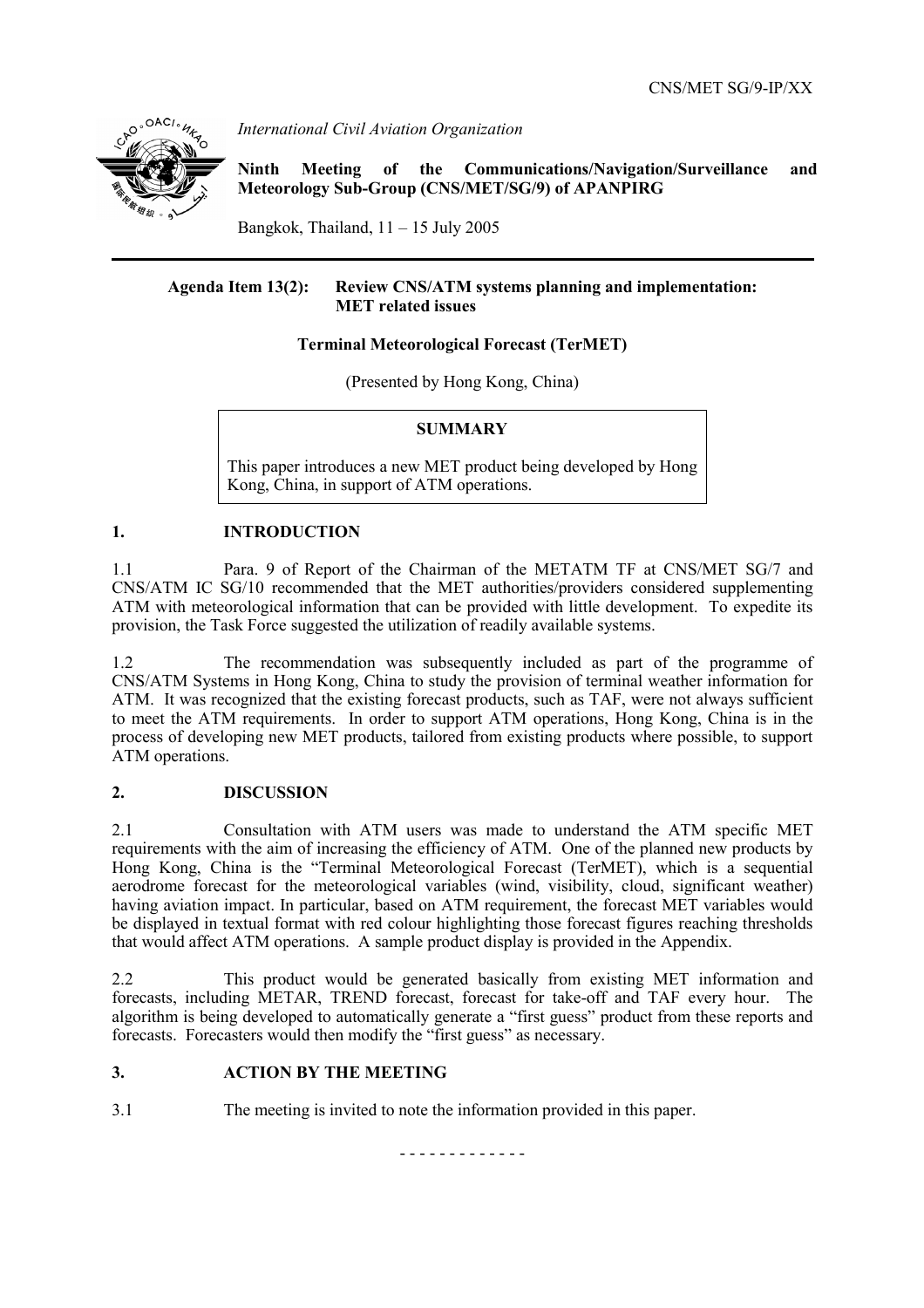CNS/MET SG/9-IP/XX

*International Civil Aviation Organization*

**Ninth Meeting of the Communications/Navigation/Surveillance and Meteorology Sub-Group (CNS/MET/SG/9) of APANPIRG**

Bangkok, Thailand, 11 – 15 July 2005

---

**Agenda Item 13(2): Review CNS/ATM systems planning and implementation: MET related issues**

**Terminal Meteorological Forecast (TerMET)**

(Presented by Hong Kong, China)

> **SUMMARY**
>
> This paper introduces a new MET product being developed by Hong Kong, China, in support of ATM operations.

## 1. INTRODUCTION

1.1 Para. 9 of Report of the Chairman of the METATM TF at CNS/MET SG/7 and CNS/ATM IC SG/10 recommended that the MET authorities/providers considered supplementing ATM with meteorological information that can be provided with little development. To expedite its provision, the Task Force suggested the utilization of readily available systems.

1.2 The recommendation was subsequently included as part of the programme of CNS/ATM Systems in Hong Kong, China to study the provision of terminal weather information for ATM. It was recognized that the existing forecast products, such as TAF, were not always sufficient to meet the ATM requirements. In order to support ATM operations, Hong Kong, China is in the process of developing new MET products, tailored from existing products where possible, to support ATM operations.

## 2. DISCUSSION

2.1 Consultation with ATM users was made to understand the ATM specific MET requirements with the aim of increasing the efficiency of ATM. One of the planned new products by Hong Kong, China is the "Terminal Meteorological Forecast (TerMET), which is a sequential aerodrome forecast for the meteorological variables (wind, visibility, cloud, significant weather) having aviation impact. In particular, based on ATM requirement, the forecast MET variables would be displayed in textual format with red colour highlighting those forecast figures reaching thresholds that would affect ATM operations. A sample product display is provided in the Appendix.

2.2 This product would be generated basically from existing MET information and forecasts, including METAR, TREND forecast, forecast for take-off and TAF every hour. The algorithm is being developed to automatically generate a "first guess" product from these reports and forecasts. Forecasters would then modify the "first guess" as necessary.

## 3. ACTION BY THE MEETING

3.1 The meeting is invited to note the information provided in this paper.

\- - - - - - - - - - - - -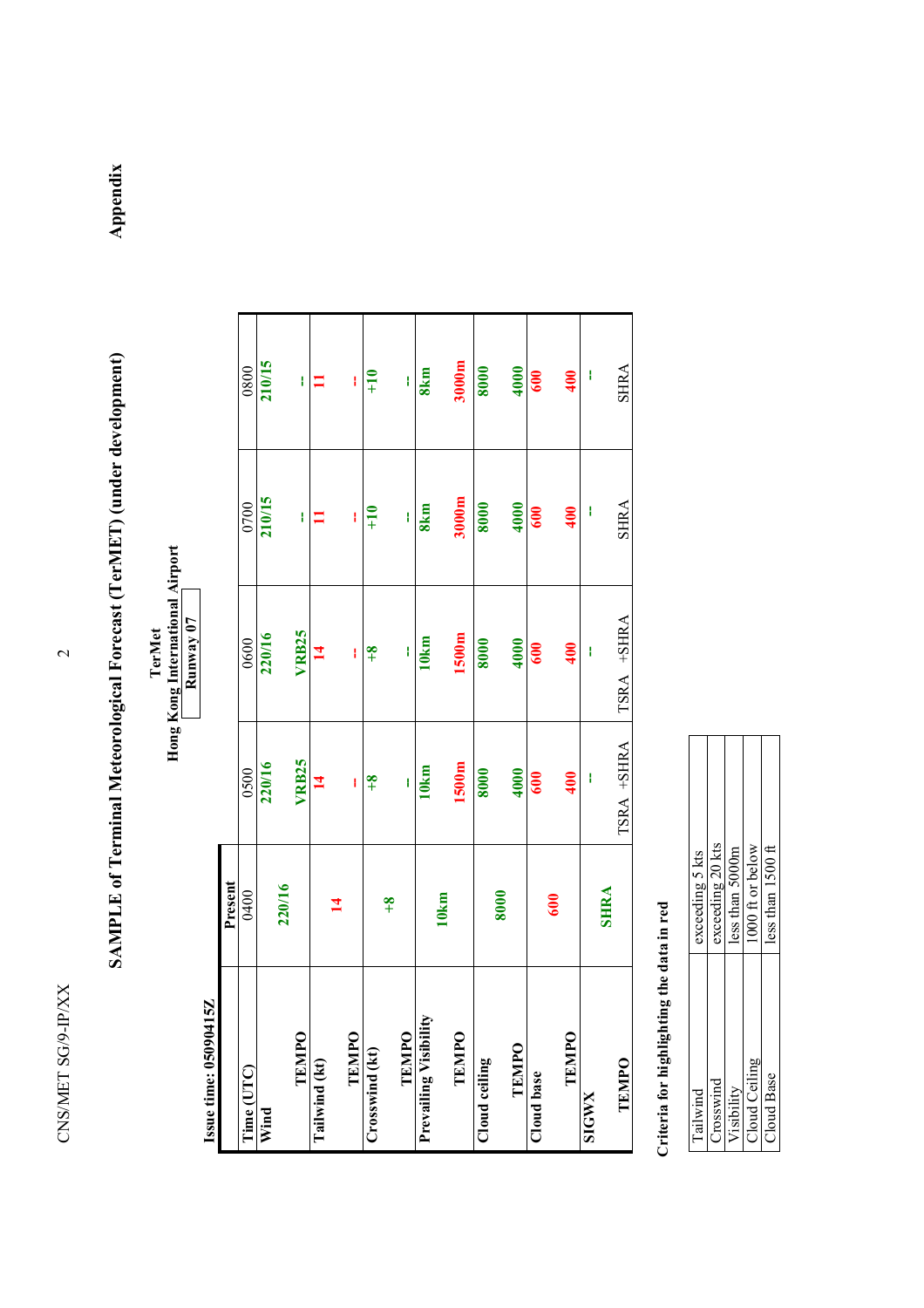Appendix

# SAMPLE of Terminal Meteorological Forecast (TerMET) (under development)

**TerMet**
**Hong Kong International Airport**
**Runway 07**

**Issue time: 050904 15Z**

| Time (UTC) | Present 0400 | 0500 | 0600 | 0700 | 0800 |
|---|---|---|---|---|---|
| Wind | 220/16 | 220/16 | 220/16 | 210/15 | 210/15 |
| TEMPO | | VRB25 | VRB25 | -- | -- |
| Tailwind (kt) | 14 | 14 | 14 | 11 | 11 |
| TEMPO | | -- | -- | -- | -- |
| Crosswind (kt) | +8 | +8 | +8 | +10 | +10 |
| TEMPO | | -- | -- | -- | -- |
| Prevailing Visibility | 10km | 10km | 10km | 8km | 8km |
| TEMPO | | 1500m | 1500m | 3000m | 3000m |
| Cloud ceiling | 8000 | 8000 | 8000 | 8000 | 8000 |
| TEMPO | | 4000 | 4000 | 4000 | 4000 |
| Cloud base | 600 | 600 | 600 | 600 | 600 |
| TEMPO | | 400 | 400 | 400 | 400 |
| SIGWX | SHRA | -- | -- | -- | -- |
| TEMPO | | TSRA +SHRA | TSRA +SHRA | SHRA | SHRA |

**Criteria for highlighting the data in red**

| | |
|---|---|
| Tailwind | exceeding 5 kts |
| Crosswind | exceeding 20 kts |
| Visibility | less than 5000m |
| Cloud Ceiling | 1000 ft or below |
| Cloud Base | less than 1500 ft |